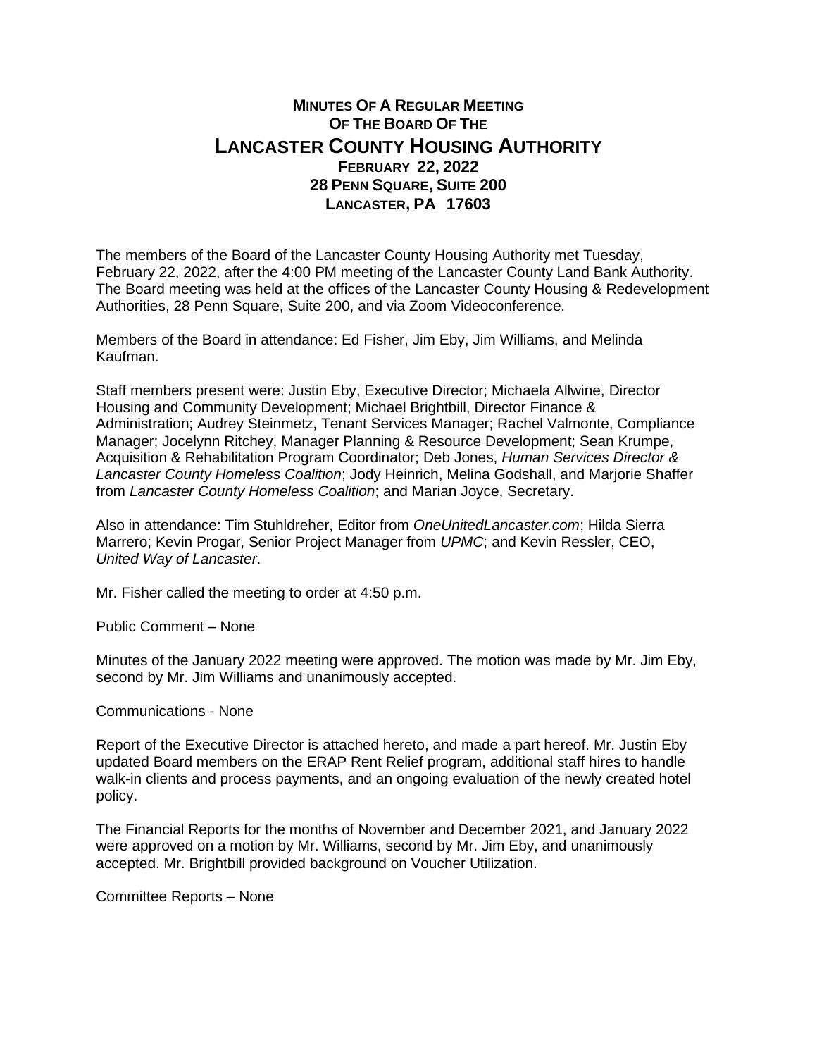# MINUTES OF A REGULAR MEETING OF THE BOARD OF THE LANCASTER COUNTY HOUSING AUTHORITY

**FEBRUARY 22, 2022**
**28 PENN SQUARE, SUITE 200**
**LANCASTER, PA 17603**

The members of the Board of the Lancaster County Housing Authority met Tuesday, February 22, 2022, after the 4:00 PM meeting of the Lancaster County Land Bank Authority. The Board meeting was held at the offices of the Lancaster County Housing & Redevelopment Authorities, 28 Penn Square, Suite 200, and via Zoom Videoconference.

Members of the Board in attendance: Ed Fisher, Jim Eby, Jim Williams, and Melinda Kaufman.

Staff members present were: Justin Eby, Executive Director; Michaela Allwine, Director Housing and Community Development; Michael Brightbill, Director Finance & Administration; Audrey Steinmetz, Tenant Services Manager; Rachel Valmonte, Compliance Manager; Jocelynn Ritchey, Manager Planning & Resource Development; Sean Krumpe, Acquisition & Rehabilitation Program Coordinator; Deb Jones, *Human Services Director & Lancaster County Homeless Coalition*; Jody Heinrich, Melina Godshall, and Marjorie Shaffer from *Lancaster County Homeless Coalition*; and Marian Joyce, Secretary.

Also in attendance: Tim Stuhldreher, Editor from *OneUnitedLancaster.com*; Hilda Sierra Marrero; Kevin Progar, Senior Project Manager from *UPMC*; and Kevin Ressler, CEO, *United Way of Lancaster*.

Mr. Fisher called the meeting to order at 4:50 p.m.

Public Comment – None

Minutes of the January 2022 meeting were approved. The motion was made by Mr. Jim Eby, second by Mr. Jim Williams and unanimously accepted.

Communications - None

Report of the Executive Director is attached hereto, and made a part hereof. Mr. Justin Eby updated Board members on the ERAP Rent Relief program, additional staff hires to handle walk-in clients and process payments, and an ongoing evaluation of the newly created hotel policy.

The Financial Reports for the months of November and December 2021, and January 2022 were approved on a motion by Mr. Williams, second by Mr. Jim Eby, and unanimously accepted. Mr. Brightbill provided background on Voucher Utilization.

Committee Reports – None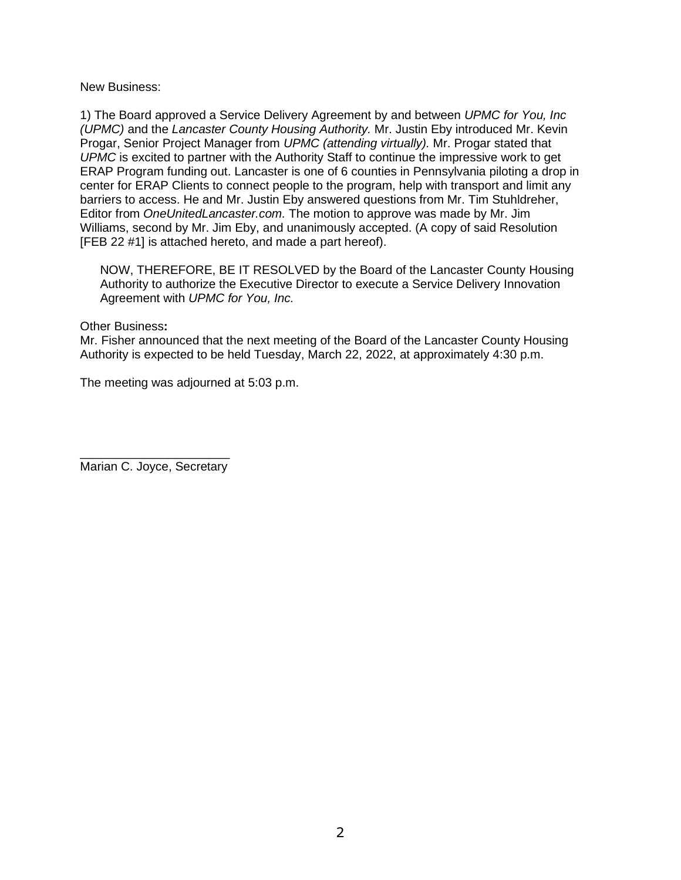New Business:

1) The Board approved a Service Delivery Agreement by and between *UPMC for You, Inc (UPMC)* and the *Lancaster County Housing Authority.* Mr. Justin Eby introduced Mr. Kevin Progar, Senior Project Manager from *UPMC (attending virtually).* Mr. Progar stated that *UPMC* is excited to partner with the Authority Staff to continue the impressive work to get ERAP Program funding out. Lancaster is one of 6 counties in Pennsylvania piloting a drop in center for ERAP Clients to connect people to the program, help with transport and limit any barriers to access. He and Mr. Justin Eby answered questions from Mr. Tim Stuhldreher, Editor from *OneUnitedLancaster.com.* The motion to approve was made by Mr. Jim Williams, second by Mr. Jim Eby, and unanimously accepted. (A copy of said Resolution [FEB 22 #1] is attached hereto, and made a part hereof).

> NOW, THEREFORE, BE IT RESOLVED by the Board of the Lancaster County Housing Authority to authorize the Executive Director to execute a Service Delivery Innovation Agreement with *UPMC for You, Inc.*

Other Business**:**
Mr. Fisher announced that the next meeting of the Board of the Lancaster County Housing Authority is expected to be held Tuesday, March 22, 2022, at approximately 4:30 p.m.

The meeting was adjourned at 5:03 p.m.

______________________
Marian C. Joyce, Secretary